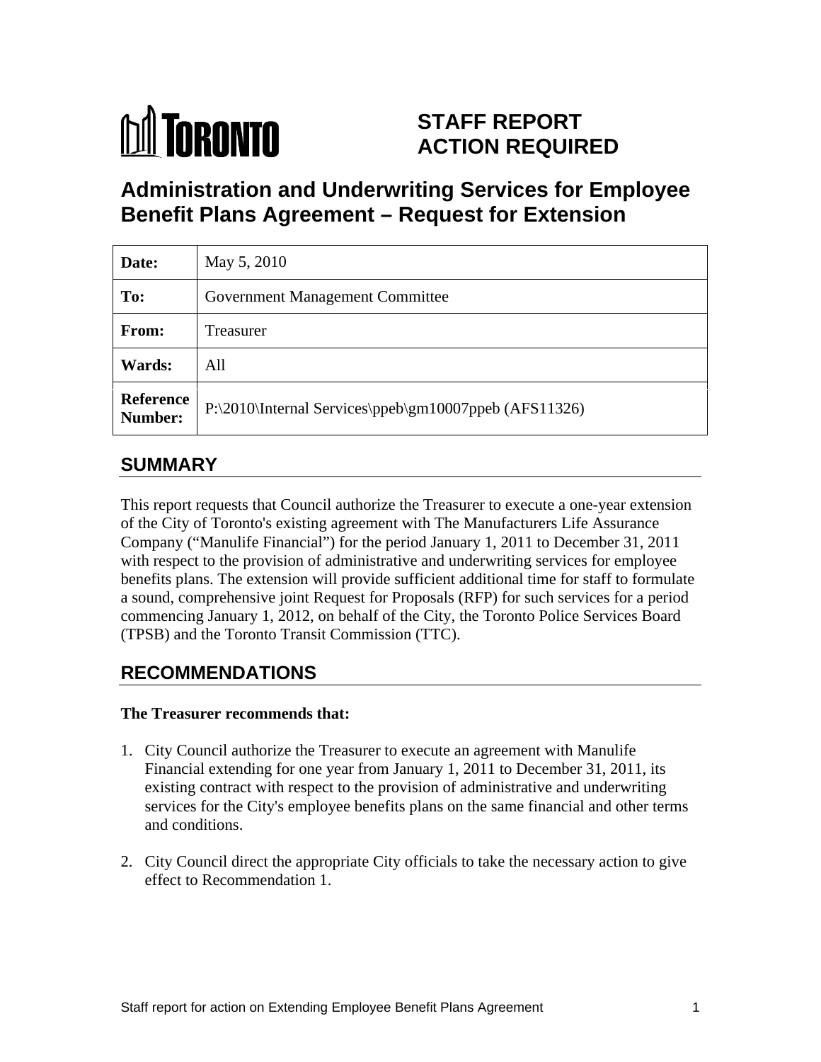# TORONTO

**STAFF REPORT ACTION REQUIRED**

# Administration and Underwriting Services for Employee Benefit Plans Agreement – Request for Extension

| | |
|---|---|
| **Date:** | May 5, 2010 |
| **To:** | Government Management Committee |
| **From:** | Treasurer |
| **Wards:** | All |
| **Reference Number:** | P:\2010\Internal Services\ppeb\gm10007ppeb (AFS11326) |

## SUMMARY

This report requests that Council authorize the Treasurer to execute a one-year extension of the City of Toronto's existing agreement with The Manufacturers Life Assurance Company ("Manulife Financial") for the period January 1, 2011 to December 31, 2011 with respect to the provision of administrative and underwriting services for employee benefits plans. The extension will provide sufficient additional time for staff to formulate a sound, comprehensive joint Request for Proposals (RFP) for such services for a period commencing January 1, 2012, on behalf of the City, the Toronto Police Services Board (TPSB) and the Toronto Transit Commission (TTC).

## RECOMMENDATIONS

**The Treasurer recommends that:**

1. City Council authorize the Treasurer to execute an agreement with Manulife Financial extending for one year from January 1, 2011 to December 31, 2011, its existing contract with respect to the provision of administrative and underwriting services for the City's employee benefits plans on the same financial and other terms and conditions.

2. City Council direct the appropriate City officials to take the necessary action to give effect to Recommendation 1.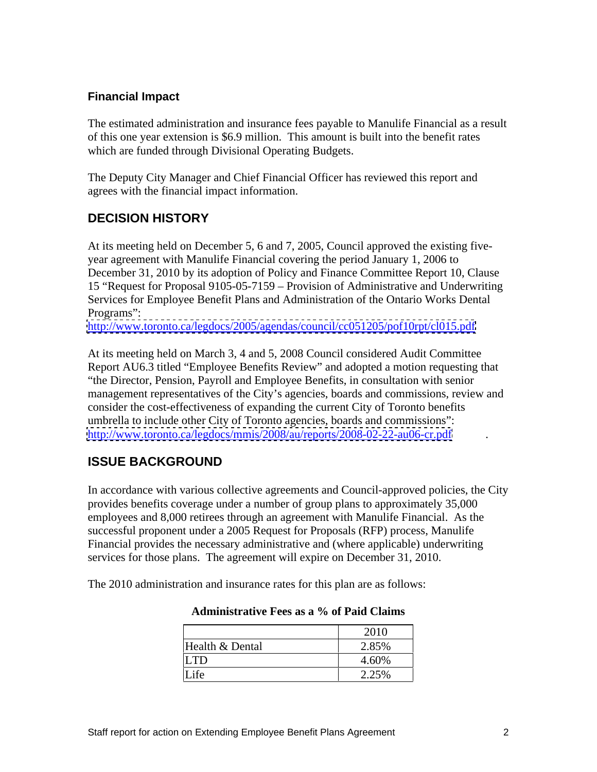### Financial Impact

The estimated administration and insurance fees payable to Manulife Financial as a result of this one year extension is $6.9 million. This amount is built into the benefit rates which are funded through Divisional Operating Budgets.

The Deputy City Manager and Chief Financial Officer has reviewed this report and agrees with the financial impact information.

## DECISION HISTORY

At its meeting held on December 5, 6 and 7, 2005, Council approved the existing five-year agreement with Manulife Financial covering the period January 1, 2006 to December 31, 2010 by its adoption of Policy and Finance Committee Report 10, Clause 15 "Request for Proposal 9105-05-7159 – Provision of Administrative and Underwriting Services for Employee Benefit Plans and Administration of the Ontario Works Dental Programs": http://www.toronto.ca/legdocs/2005/agendas/council/cc051205/pof10rpt/cl015.pdf

At its meeting held on March 3, 4 and 5, 2008 Council considered Audit Committee Report AU6.3 titled "Employee Benefits Review" and adopted a motion requesting that "the Director, Pension, Payroll and Employee Benefits, in consultation with senior management representatives of the City's agencies, boards and commissions, review and consider the cost-effectiveness of expanding the current City of Toronto benefits umbrella to include other City of Toronto agencies, boards and commissions": http://www.toronto.ca/legdocs/mmis/2008/au/reports/2008-02-22-au06-cr.pdf .

## ISSUE BACKGROUND

In accordance with various collective agreements and Council-approved policies, the City provides benefits coverage under a number of group plans to approximately 35,000 employees and 8,000 retirees through an agreement with Manulife Financial. As the successful proponent under a 2005 Request for Proposals (RFP) process, Manulife Financial provides the necessary administrative and (where applicable) underwriting services for those plans. The agreement will expire on December 31, 2010.

The 2010 administration and insurance rates for this plan are as follows:

**Administrative Fees as a % of Paid Claims**

| | 2010 |
|---|---|
| Health & Dental | 2.85% |
| LTD | 4.60% |
| Life | 2.25% |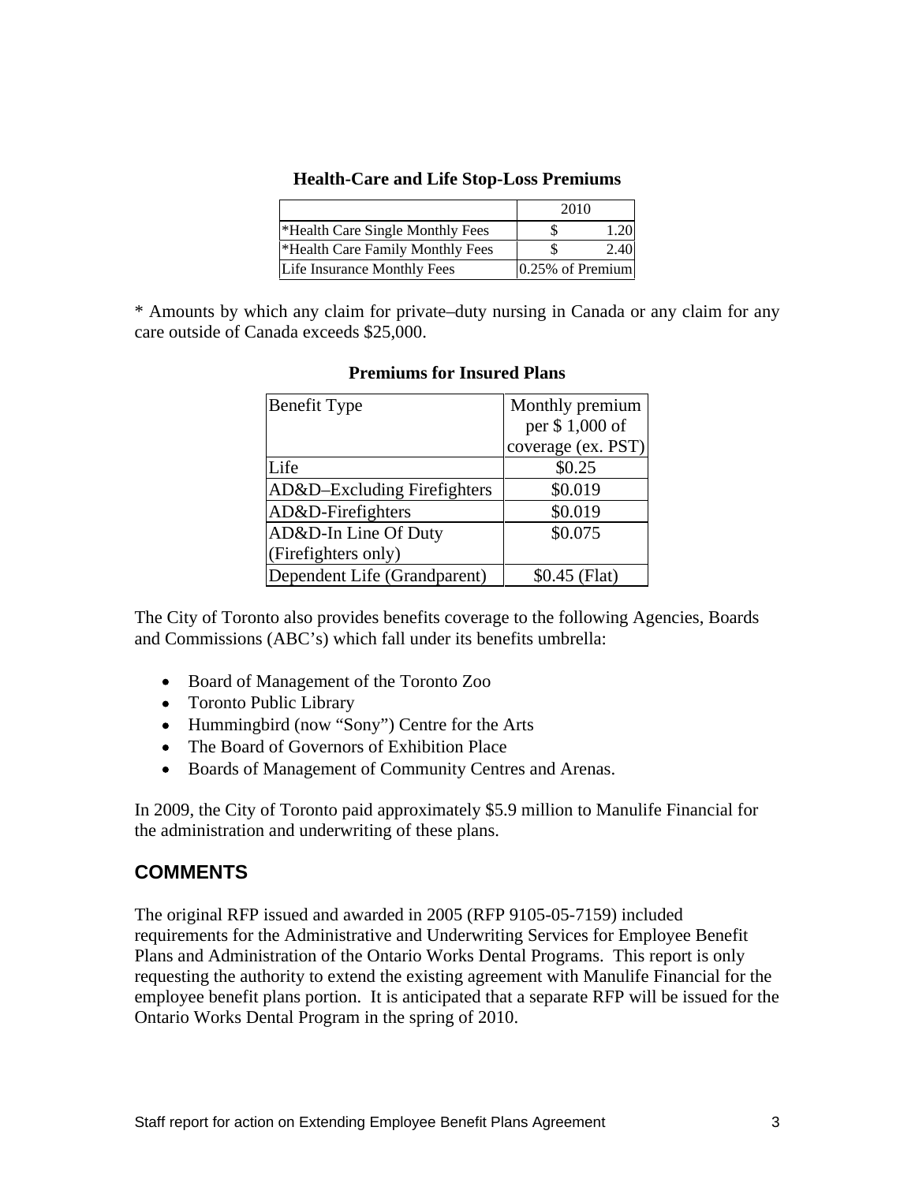**Health-Care and Life Stop-Loss Premiums**

| | 2010 |
|---|---|
| *Health Care Single Monthly Fees | $ 1.20 |
| *Health Care Family Monthly Fees | $ 2.40 |
| Life Insurance Monthly Fees | 0.25% of Premium |

* Amounts by which any claim for private–duty nursing in Canada or any claim for any care outside of Canada exceeds $25,000.

**Premiums for Insured Plans**

| Benefit Type | Monthly premium per $ 1,000 of coverage (ex. PST) |
|---|---|
| Life | $0.25 |
| AD&D–Excluding Firefighters | $0.019 |
| AD&D-Firefighters | $0.019 |
| AD&D-In Line Of Duty (Firefighters only) | $0.075 |
| Dependent Life (Grandparent) | $0.45 (Flat) |

The City of Toronto also provides benefits coverage to the following Agencies, Boards and Commissions (ABC's) which fall under its benefits umbrella:

- Board of Management of the Toronto Zoo
- Toronto Public Library
- Hummingbird (now "Sony") Centre for the Arts
- The Board of Governors of Exhibition Place
- Boards of Management of Community Centres and Arenas.

In 2009, the City of Toronto paid approximately $5.9 million to Manulife Financial for the administration and underwriting of these plans.

## COMMENTS

The original RFP issued and awarded in 2005 (RFP 9105-05-7159) included requirements for the Administrative and Underwriting Services for Employee Benefit Plans and Administration of the Ontario Works Dental Programs. This report is only requesting the authority to extend the existing agreement with Manulife Financial for the employee benefit plans portion. It is anticipated that a separate RFP will be issued for the Ontario Works Dental Program in the spring of 2010.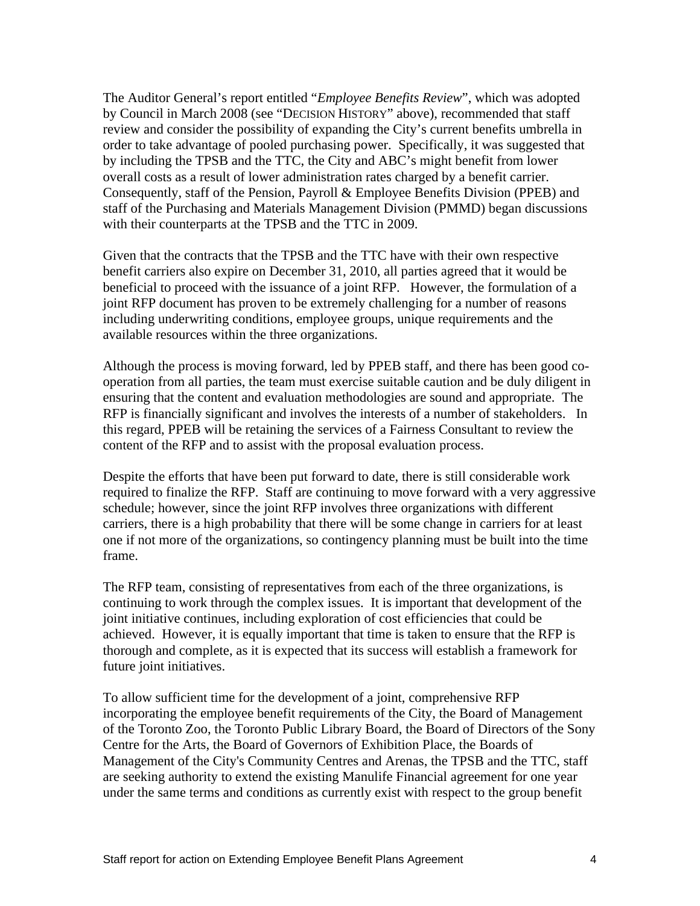The Auditor General's report entitled "*Employee Benefits Review*", which was adopted by Council in March 2008 (see "DECISION HISTORY" above), recommended that staff review and consider the possibility of expanding the City's current benefits umbrella in order to take advantage of pooled purchasing power. Specifically, it was suggested that by including the TPSB and the TTC, the City and ABC's might benefit from lower overall costs as a result of lower administration rates charged by a benefit carrier. Consequently, staff of the Pension, Payroll & Employee Benefits Division (PPEB) and staff of the Purchasing and Materials Management Division (PMMD) began discussions with their counterparts at the TPSB and the TTC in 2009.

Given that the contracts that the TPSB and the TTC have with their own respective benefit carriers also expire on December 31, 2010, all parties agreed that it would be beneficial to proceed with the issuance of a joint RFP. However, the formulation of a joint RFP document has proven to be extremely challenging for a number of reasons including underwriting conditions, employee groups, unique requirements and the available resources within the three organizations.

Although the process is moving forward, led by PPEB staff, and there has been good co-operation from all parties, the team must exercise suitable caution and be duly diligent in ensuring that the content and evaluation methodologies are sound and appropriate. The RFP is financially significant and involves the interests of a number of stakeholders. In this regard, PPEB will be retaining the services of a Fairness Consultant to review the content of the RFP and to assist with the proposal evaluation process.

Despite the efforts that have been put forward to date, there is still considerable work required to finalize the RFP. Staff are continuing to move forward with a very aggressive schedule; however, since the joint RFP involves three organizations with different carriers, there is a high probability that there will be some change in carriers for at least one if not more of the organizations, so contingency planning must be built into the time frame.

The RFP team, consisting of representatives from each of the three organizations, is continuing to work through the complex issues. It is important that development of the joint initiative continues, including exploration of cost efficiencies that could be achieved. However, it is equally important that time is taken to ensure that the RFP is thorough and complete, as it is expected that its success will establish a framework for future joint initiatives.

To allow sufficient time for the development of a joint, comprehensive RFP incorporating the employee benefit requirements of the City, the Board of Management of the Toronto Zoo, the Toronto Public Library Board, the Board of Directors of the Sony Centre for the Arts, the Board of Governors of Exhibition Place, the Boards of Management of the City's Community Centres and Arenas, the TPSB and the TTC, staff are seeking authority to extend the existing Manulife Financial agreement for one year under the same terms and conditions as currently exist with respect to the group benefit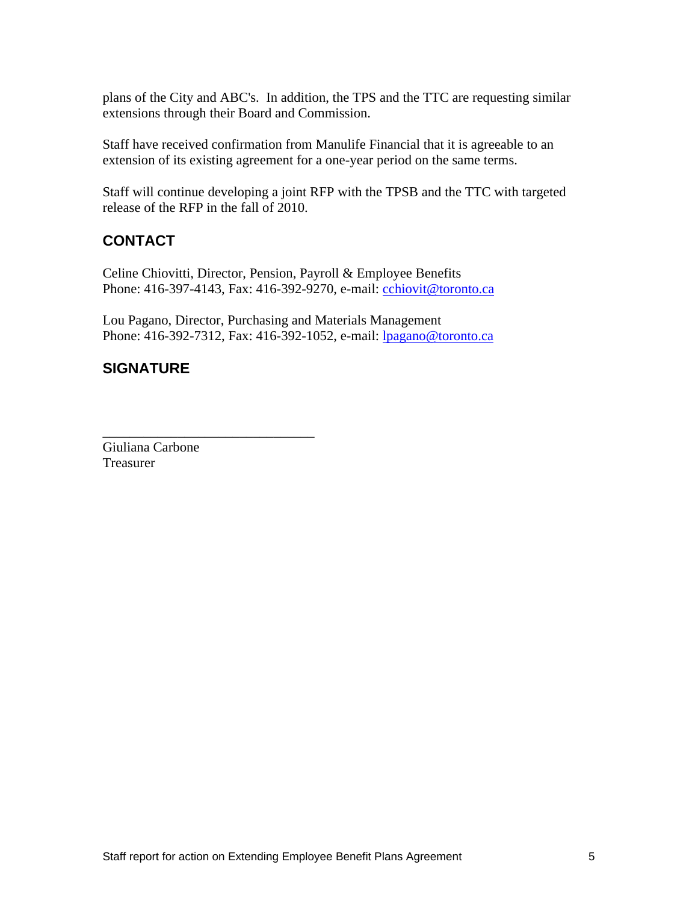plans of the City and ABC's. In addition, the TPS and the TTC are requesting similar extensions through their Board and Commission.

Staff have received confirmation from Manulife Financial that it is agreeable to an extension of its existing agreement for a one-year period on the same terms.

Staff will continue developing a joint RFP with the TPSB and the TTC with targeted release of the RFP in the fall of 2010.

## CONTACT

Celine Chiovitti, Director, Pension, Payroll & Employee Benefits
Phone: 416-397-4143, Fax: 416-392-9270, e-mail: cchiovit@toronto.ca

Lou Pagano, Director, Purchasing and Materials Management
Phone: 416-392-7312, Fax: 416-392-1052, e-mail: lpagano@toronto.ca

## SIGNATURE

_______________________________

Giuliana Carbone
Treasurer